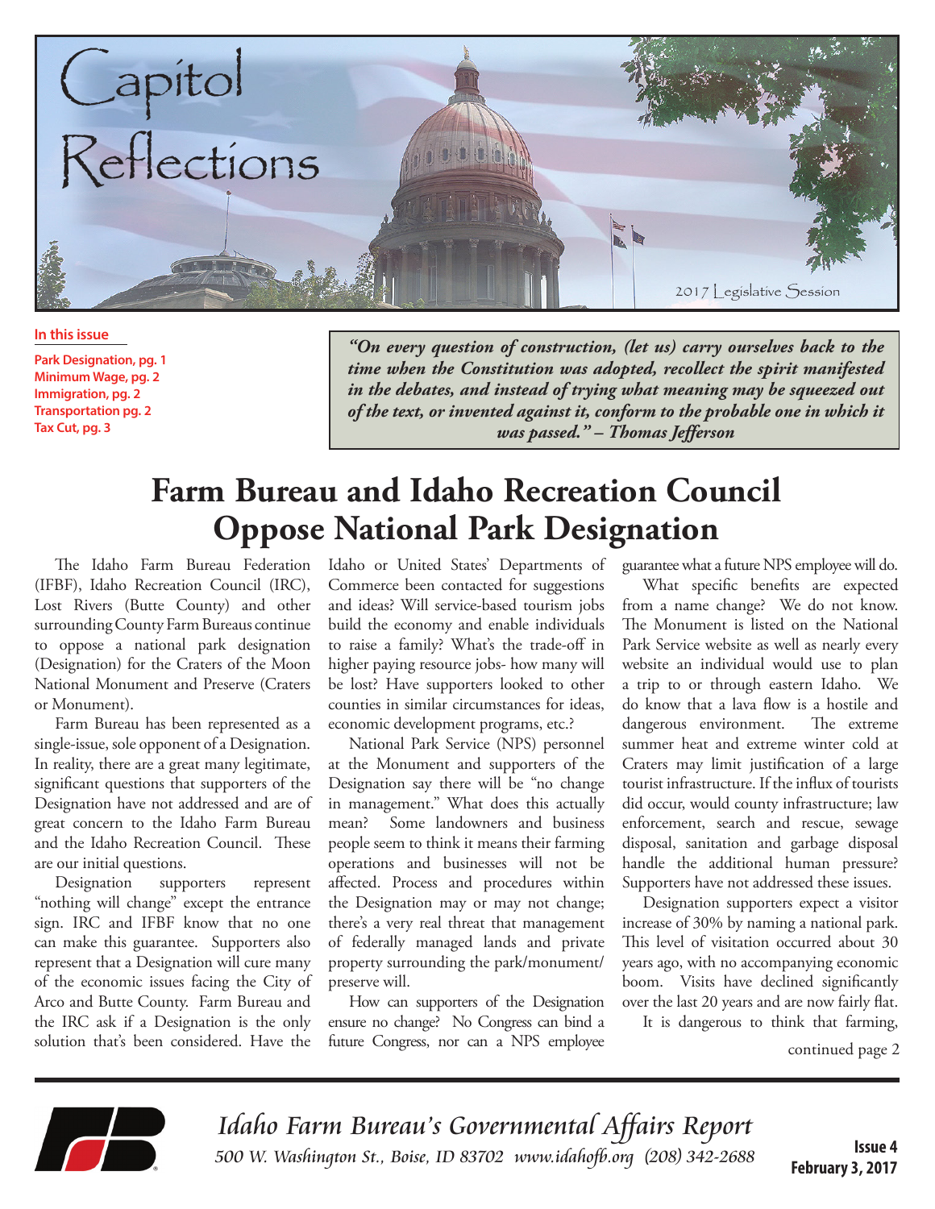# Capitol Reflections

2017 Legislative Session

**In this issue**

- Park Designation, pg. 1
- Minimum Wage, pg. 2
- Immigration, pg. 2
- Transportation pg. 2
- Tax Cut, pg. 3

> ***"On every question of construction, (let us) carry ourselves back to the time when the Constitution was adopted, recollect the spirit manifested in the debates, and instead of trying what meaning may be squeezed out of the text, or invented against it, conform to the probable one in which it was passed." – Thomas Jefferson***

# Farm Bureau and Idaho Recreation Council Oppose National Park Designation

The Idaho Farm Bureau Federation (IFBF), Idaho Recreation Council (IRC), Lost Rivers (Butte County) and other surrounding County Farm Bureaus continue to oppose a national park designation (Designation) for the Craters of the Moon National Monument and Preserve (Craters or Monument).

Farm Bureau has been represented as a single-issue, sole opponent of a Designation. In reality, there are a great many legitimate, significant questions that supporters of the Designation have not addressed and are of great concern to the Idaho Farm Bureau and the Idaho Recreation Council. These are our initial questions.

Designation supporters represent "nothing will change" except the entrance sign. IRC and IFBF know that no one can make this guarantee. Supporters also represent that a Designation will cure many of the economic issues facing the City of Arco and Butte County. Farm Bureau and the IRC ask if a Designation is the only solution that's been considered. Have the Idaho or United States' Departments of Commerce been contacted for suggestions and ideas? Will service-based tourism jobs build the economy and enable individuals to raise a family? What's the trade-off in higher paying resource jobs- how many will be lost? Have supporters looked to other counties in similar circumstances for ideas, economic development programs, etc.?

National Park Service (NPS) personnel at the Monument and supporters of the Designation say there will be "no change in management." What does this actually mean? Some landowners and business people seem to think it means their farming operations and businesses will not be affected. Process and procedures within the Designation may or may not change; there's a very real threat that management of federally managed lands and private property surrounding the park/monument/preserve will.

How can supporters of the Designation ensure no change? No Congress can bind a future Congress, nor can a NPS employee guarantee what a future NPS employee will do.

What specific benefits are expected from a name change? We do not know. The Monument is listed on the National Park Service website as well as nearly every website an individual would use to plan a trip to or through eastern Idaho. We do know that a lava flow is a hostile and dangerous environment. The extreme summer heat and extreme winter cold at Craters may limit justification of a large tourist infrastructure. If the influx of tourists did occur, would county infrastructure; law enforcement, search and rescue, sewage disposal, sanitation and garbage disposal handle the additional human pressure? Supporters have not addressed these issues.

Designation supporters expect a visitor increase of 30% by naming a national park. This level of visitation occurred about 30 years ago, with no accompanying economic boom. Visits have declined significantly over the last 20 years and are now fairly flat.

It is dangerous to think that farming,

continued page 2

*Idaho Farm Bureau's Governmental Affairs Report*
*500 W. Washington St., Boise, ID 83702 www.idahofb.org (208) 342-2688*

**Issue 4**
**February 3, 2017**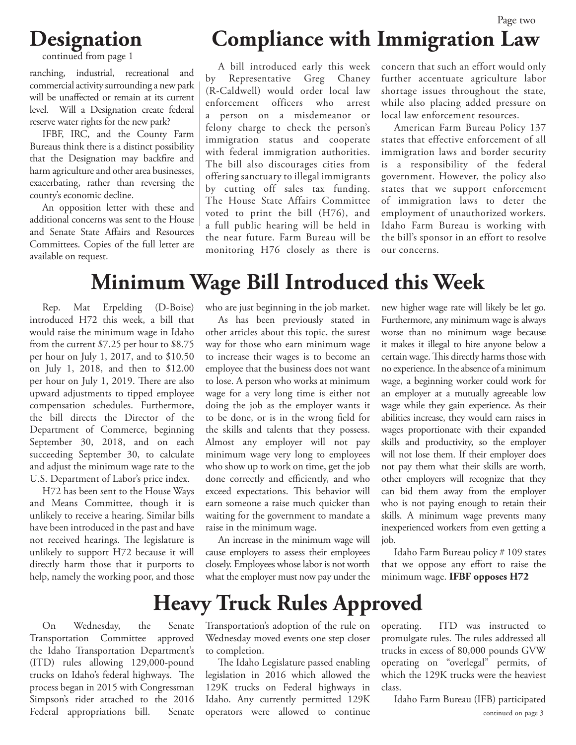## Designation

continued from page 1

ranching, industrial, recreational and commercial activity surrounding a new park will be unaffected or remain at its current level. Will a Designation create federal reserve water rights for the new park?

IFBF, IRC, and the County Farm Bureaus think there is a distinct possibility that the Designation may backfire and harm agriculture and other area businesses, exacerbating, rather than reversing the county's economic decline.

An opposition letter with these and additional concerns was sent to the House and Senate State Affairs and Resources Committees. Copies of the full letter are available on request.

# Compliance with Immigration Law

A bill introduced early this week by Representative Greg Chaney (R-Caldwell) would order local law enforcement officers who arrest a person on a misdemeanor or felony charge to check the person's immigration status and cooperate with federal immigration authorities. The bill also discourages cities from offering sanctuary to illegal immigrants by cutting off sales tax funding. The House State Affairs Committee voted to print the bill (H76), and a full public hearing will be held in the near future. Farm Bureau will be monitoring H76 closely as there is concern that such an effort would only further accentuate agriculture labor shortage issues throughout the state, while also placing added pressure on local law enforcement resources.

American Farm Bureau Policy 137 states that effective enforcement of all immigration laws and border security is a responsibility of the federal government. However, the policy also states that we support enforcement of immigration laws to deter the employment of unauthorized workers. Idaho Farm Bureau is working with the bill's sponsor in an effort to resolve our concerns.

# Minimum Wage Bill Introduced this Week

Rep. Mat Erpelding (D-Boise) introduced H72 this week, a bill that would raise the minimum wage in Idaho from the current $7.25 per hour to $8.75 per hour on July 1, 2017, and to $10.50 on July 1, 2018, and then to $12.00 per hour on July 1, 2019. There are also upward adjustments to tipped employee compensation schedules. Furthermore, the bill directs the Director of the Department of Commerce, beginning September 30, 2018, and on each succeeding September 30, to calculate and adjust the minimum wage rate to the U.S. Department of Labor's price index.

H72 has been sent to the House Ways and Means Committee, though it is unlikely to receive a hearing. Similar bills have been introduced in the past and have not received hearings. The legislature is unlikely to support H72 because it will directly harm those that it purports to help, namely the working poor, and those who are just beginning in the job market.

As has been previously stated in other articles about this topic, the surest way for those who earn minimum wage to increase their wages is to become an employee that the business does not want to lose. A person who works at minimum wage for a very long time is either not doing the job as the employer wants it to be done, or is in the wrong field for the skills and talents that they possess. Almost any employer will not pay minimum wage very long to employees who show up to work on time, get the job done correctly and efficiently, and who exceed expectations. This behavior will earn someone a raise much quicker than waiting for the government to mandate a raise in the minimum wage.

An increase in the minimum wage will cause employers to assess their employees closely. Employees whose labor is not worth what the employer must now pay under the new higher wage rate will likely be let go. Furthermore, any minimum wage is always worse than no minimum wage because it makes it illegal to hire anyone below a certain wage. This directly harms those with no experience. In the absence of a minimum wage, a beginning worker could work for an employer at a mutually agreeable low wage while they gain experience. As their abilities increase, they would earn raises in wages proportionate with their expanded skills and productivity, so the employer will not lose them. If their employer does not pay them what their skills are worth, other employers will recognize that they can bid them away from the employer who is not paying enough to retain their skills. A minimum wage prevents many inexperienced workers from even getting a job.

Idaho Farm Bureau policy # 109 states that we oppose any effort to raise the minimum wage. **IFBF opposes H72**

# Heavy Truck Rules Approved

On Wednesday, the Senate Transportation Committee approved the Idaho Transportation Department's (ITD) rules allowing 129,000-pound trucks on Idaho's federal highways. The process began in 2015 with Congressman Simpson's rider attached to the 2016 Federal appropriations bill. Senate Transportation's adoption of the rule on Wednesday moved events one step closer to completion.

The Idaho Legislature passed enabling legislation in 2016 which allowed the 129K trucks on Federal highways in Idaho. Any currently permitted 129K operators were allowed to continue operating. ITD was instructed to promulgate rules. The rules addressed all trucks in excess of 80,000 pounds GVW operating on "overlegal" permits, of which the 129K trucks were the heaviest class.

Idaho Farm Bureau (IFB) participated

continued on page 3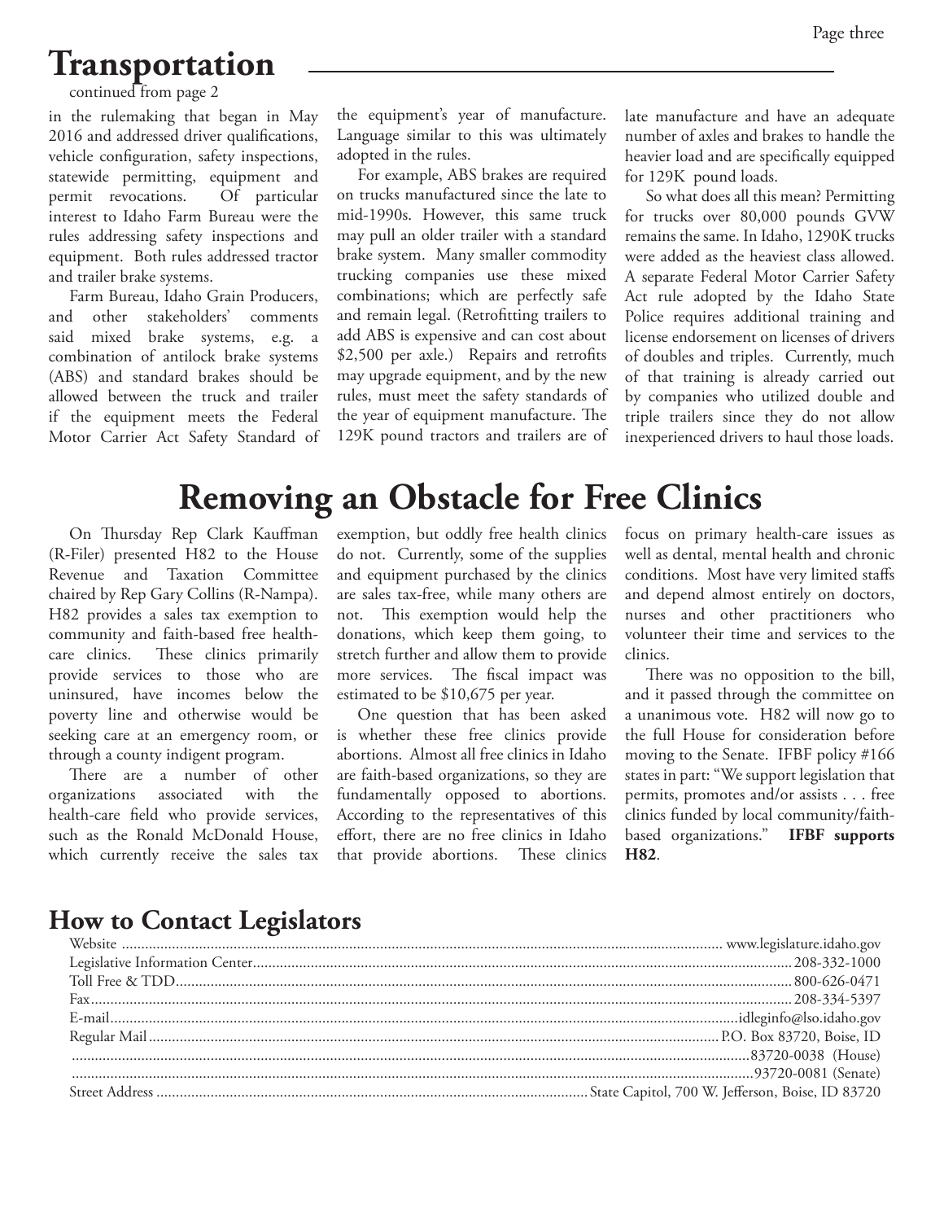## Transportation

continued from page 2

in the rulemaking that began in May 2016 and addressed driver qualifications, vehicle configuration, safety inspections, statewide permitting, equipment and permit revocations. Of particular interest to Idaho Farm Bureau were the rules addressing safety inspections and equipment. Both rules addressed tractor and trailer brake systems.

Farm Bureau, Idaho Grain Producers, and other stakeholders' comments said mixed brake systems, e.g. a combination of antilock brake systems (ABS) and standard brakes should be allowed between the truck and trailer if the equipment meets the Federal Motor Carrier Act Safety Standard of the equipment's year of manufacture. Language similar to this was ultimately adopted in the rules.

For example, ABS brakes are required on trucks manufactured since the late to mid-1990s. However, this same truck may pull an older trailer with a standard brake system. Many smaller commodity trucking companies use these mixed combinations; which are perfectly safe and remain legal. (Retrofitting trailers to add ABS is expensive and can cost about $2,500 per axle.) Repairs and retrofits may upgrade equipment, and by the new rules, must meet the safety standards of the year of equipment manufacture. The 129K pound tractors and trailers are of late manufacture and have an adequate number of axles and brakes to handle the heavier load and are specifically equipped for 129K pound loads.

So what does all this mean? Permitting for trucks over 80,000 pounds GVW remains the same. In Idaho, 1290K trucks were added as the heaviest class allowed. A separate Federal Motor Carrier Safety Act rule adopted by the Idaho State Police requires additional training and license endorsement on licenses of drivers of doubles and triples. Currently, much of that training is already carried out by companies who utilized double and triple trailers since they do not allow inexperienced drivers to haul those loads.

# Removing an Obstacle for Free Clinics

On Thursday Rep Clark Kauffman (R-Filer) presented H82 to the House Revenue and Taxation Committee chaired by Rep Gary Collins (R-Nampa). H82 provides a sales tax exemption to community and faith-based free health-care clinics. These clinics primarily provide services to those who are uninsured, have incomes below the poverty line and otherwise would be seeking care at an emergency room, or through a county indigent program.

There are a number of other organizations associated with the health-care field who provide services, such as the Ronald McDonald House, which currently receive the sales tax exemption, but oddly free health clinics do not. Currently, some of the supplies and equipment purchased by the clinics are sales tax-free, while many others are not. This exemption would help the donations, which keep them going, to stretch further and allow them to provide more services. The fiscal impact was estimated to be $10,675 per year.

One question that has been asked is whether these free clinics provide abortions. Almost all free clinics in Idaho are faith-based organizations, so they are fundamentally opposed to abortions. According to the representatives of this effort, there are no free clinics in Idaho that provide abortions. These clinics focus on primary health-care issues as well as dental, mental health and chronic conditions. Most have very limited staffs and depend almost entirely on doctors, nurses and other practitioners who volunteer their time and services to the clinics.

There was no opposition to the bill, and it passed through the committee on a unanimous vote. H82 will now go to the full House for consideration before moving to the Senate. IFBF policy #166 states in part: "We support legislation that permits, promotes and/or assists . . . free clinics funded by local community/faith-based organizations." **IFBF supports H82**.

## How to Contact Legislators

| | |
|---|---|
| Website | www.legislature.idaho.gov |
| Legislative Information Center | 208-332-1000 |
| Toll Free & TDD | 800-626-0471 |
| Fax | 208-334-5397 |
| E-mail | idleginfo@lso.idaho.gov |
| Regular Mail | P.O. Box 83720, Boise, ID |
| | 83720-0038 (House) |
| | 93720-0081 (Senate) |
| Street Address | State Capitol, 700 W. Jefferson, Boise, ID 83720 |